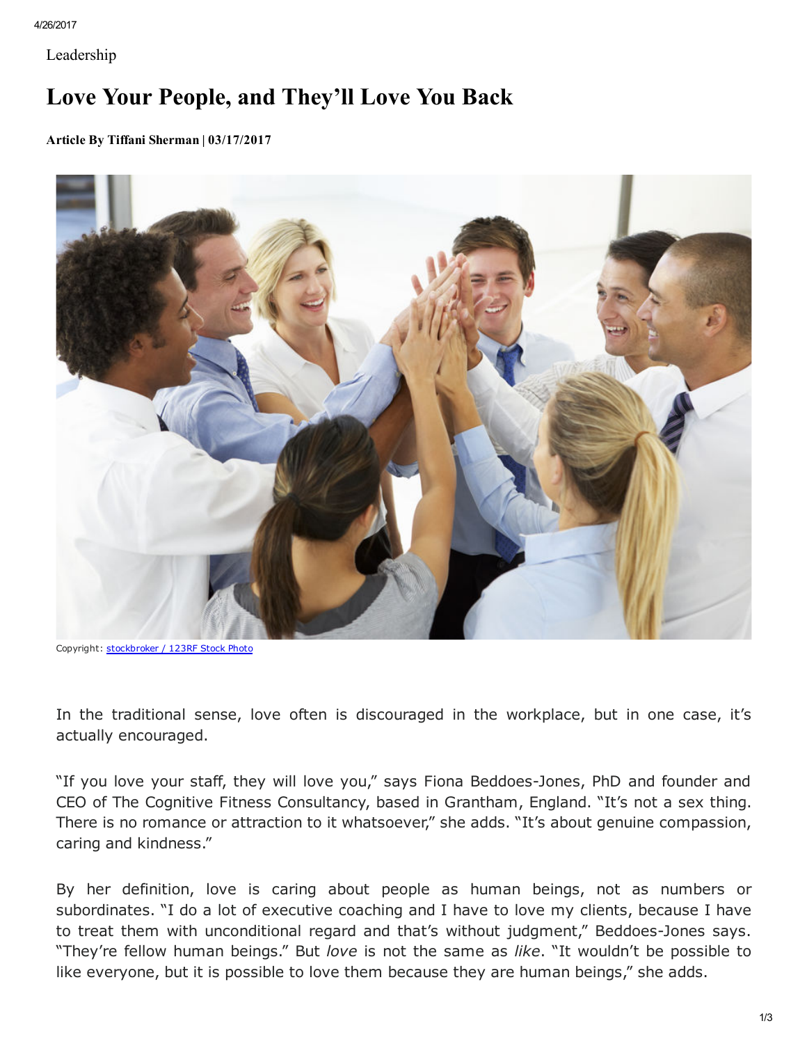Leadership

# Love Your People, and They'll Love You Back

**Article By Tiffani Sherman | 03/17/2017**

Copyright: stockbroker / 123RF Stock Photo

In the traditional sense, love often is discouraged in the workplace, but in one case, it's actually encouraged.

"If you love your staff, they will love you," says Fiona Beddoes-Jones, PhD and founder and CEO of The Cognitive Fitness Consultancy, based in Grantham, England. "It's not a sex thing. There is no romance or attraction to it whatsoever," she adds. "It's about genuine compassion, caring and kindness."

By her definition, love is caring about people as human beings, not as numbers or subordinates. "I do a lot of executive coaching and I have to love my clients, because I have to treat them with unconditional regard and that's without judgment," Beddoes-Jones says. "They're fellow human beings." But *love* is not the same as *like*. "It wouldn't be possible to like everyone, but it is possible to love them because they are human beings," she adds.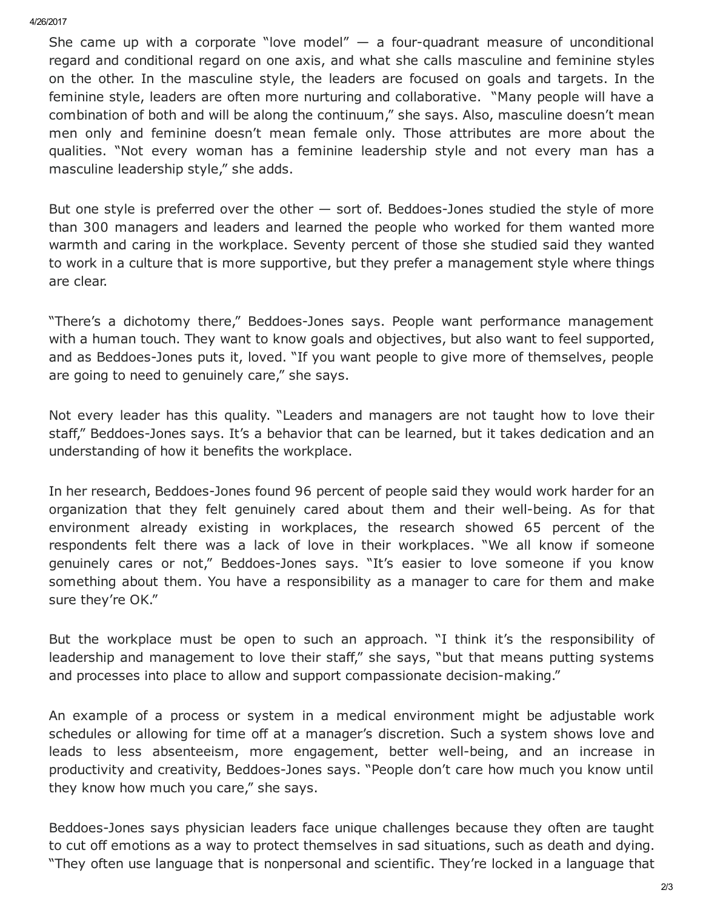She came up with a corporate "love model" — a four-quadrant measure of unconditional regard and conditional regard on one axis, and what she calls masculine and feminine styles on the other. In the masculine style, the leaders are focused on goals and targets. In the feminine style, leaders are often more nurturing and collaborative. "Many people will have a combination of both and will be along the continuum," she says. Also, masculine doesn't mean men only and feminine doesn't mean female only. Those attributes are more about the qualities. "Not every woman has a feminine leadership style and not every man has a masculine leadership style," she adds.

But one style is preferred over the other — sort of. Beddoes-Jones studied the style of more than 300 managers and leaders and learned the people who worked for them wanted more warmth and caring in the workplace. Seventy percent of those she studied said they wanted to work in a culture that is more supportive, but they prefer a management style where things are clear.

"There's a dichotomy there," Beddoes-Jones says. People want performance management with a human touch. They want to know goals and objectives, but also want to feel supported, and as Beddoes-Jones puts it, loved. "If you want people to give more of themselves, people are going to need to genuinely care," she says.

Not every leader has this quality. "Leaders and managers are not taught how to love their staff," Beddoes-Jones says. It's a behavior that can be learned, but it takes dedication and an understanding of how it benefits the workplace.

In her research, Beddoes-Jones found 96 percent of people said they would work harder for an organization that they felt genuinely cared about them and their well-being. As for that environment already existing in workplaces, the research showed 65 percent of the respondents felt there was a lack of love in their workplaces. "We all know if someone genuinely cares or not," Beddoes-Jones says. "It's easier to love someone if you know something about them. You have a responsibility as a manager to care for them and make sure they're OK."

But the workplace must be open to such an approach. "I think it's the responsibility of leadership and management to love their staff," she says, "but that means putting systems and processes into place to allow and support compassionate decision-making."

An example of a process or system in a medical environment might be adjustable work schedules or allowing for time off at a manager's discretion. Such a system shows love and leads to less absenteeism, more engagement, better well-being, and an increase in productivity and creativity, Beddoes-Jones says. "People don't care how much you know until they know how much you care," she says.

Beddoes-Jones says physician leaders face unique challenges because they often are taught to cut off emotions as a way to protect themselves in sad situations, such as death and dying. "They often use language that is nonpersonal and scientific. They're locked in a language that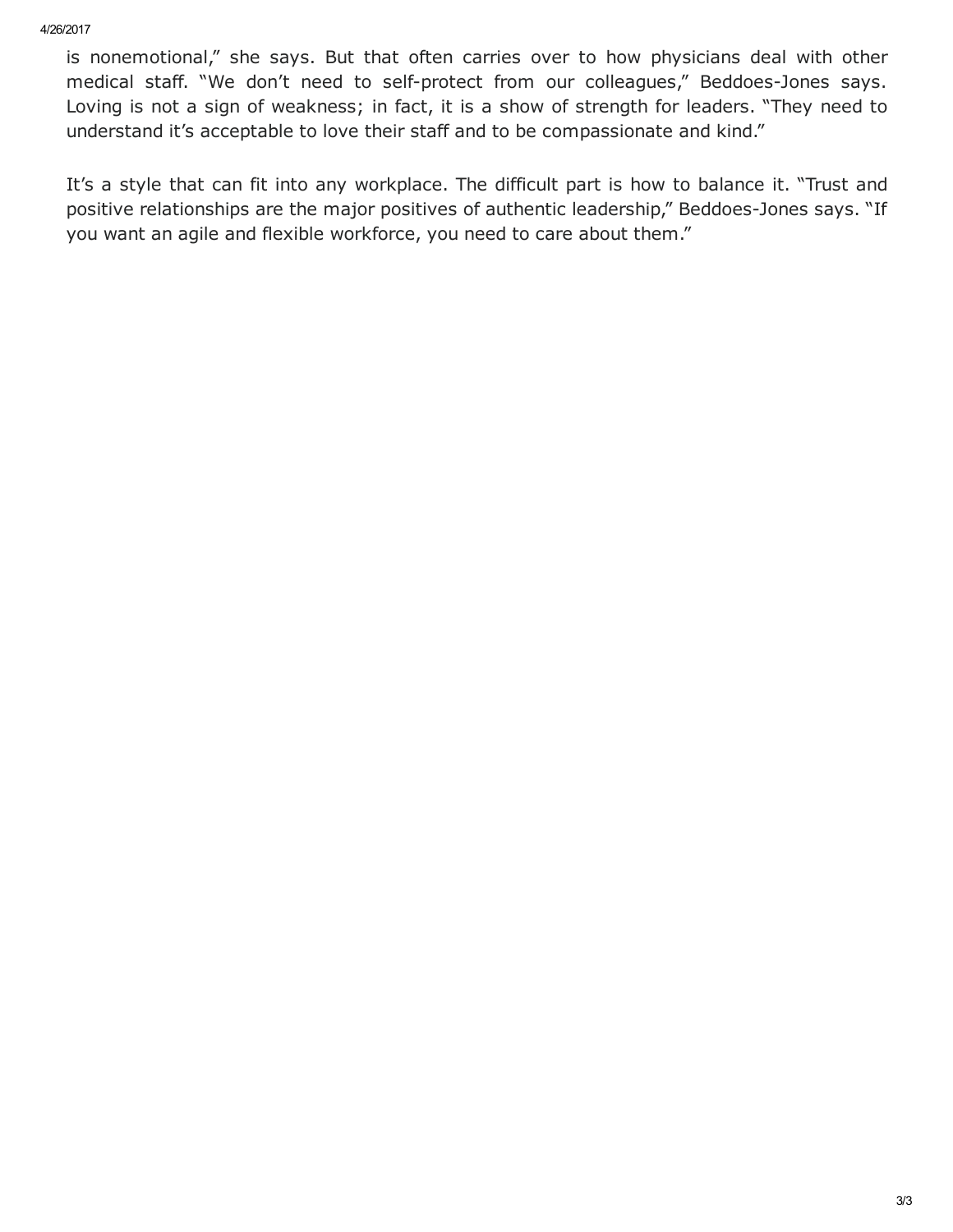is nonemotional," she says. But that often carries over to how physicians deal with other medical staff. "We don't need to self-protect from our colleagues," Beddoes-Jones says. Loving is not a sign of weakness; in fact, it is a show of strength for leaders. "They need to understand it's acceptable to love their staff and to be compassionate and kind."

It's a style that can fit into any workplace. The difficult part is how to balance it. "Trust and positive relationships are the major positives of authentic leadership," Beddoes-Jones says. "If you want an agile and flexible workforce, you need to care about them."